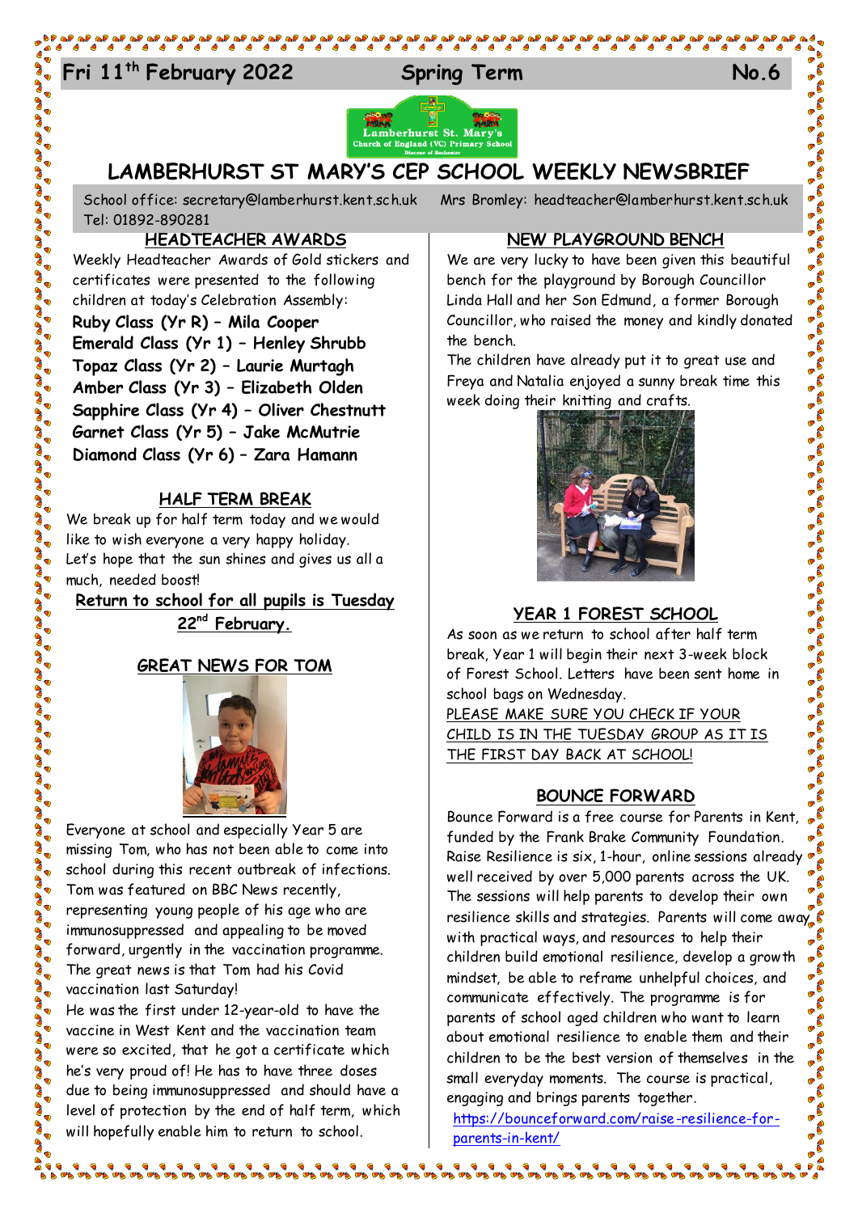Fri 11th February 2022 | Spring Term | No.6

# LAMBERHURST ST MARY'S CEP SCHOOL WEEKLY NEWSBRIEF

School office: secretary@lamberhurst.kent.sch.uk   Mrs Bromley: headteacher@lamberhurst.kent.sch.uk
Tel: 01892-890281

## HEADTEACHER AWARDS

Weekly Headteacher Awards of Gold stickers and certificates were presented to the following children at today's Celebration Assembly:

**Ruby Class (Yr R) – Mila Cooper**
**Emerald Class (Yr 1) – Henley Shrubb**
**Topaz Class (Yr 2) – Laurie Murtagh**
**Amber Class (Yr 3) – Elizabeth Olden**
**Sapphire Class (Yr 4) – Oliver Chestnutt**
**Garnet Class (Yr 5) – Jake McMutrie**
**Diamond Class (Yr 6) – Zara Hamann**

## HALF TERM BREAK

We break up for half term today and we would like to wish everyone a very happy holiday. Let's hope that the sun shines and gives us all a much, needed boost!

**Return to school for all pupils is Tuesday 22nd February.**

## GREAT NEWS FOR TOM

Everyone at school and especially Year 5 are missing Tom, who has not been able to come into school during this recent outbreak of infections. Tom was featured on BBC News recently, representing young people of his age who are immunosuppressed and appealing to be moved forward, urgently in the vaccination programme. The great news is that Tom had his Covid vaccination last Saturday!

He was the first under 12-year-old to have the vaccine in West Kent and the vaccination team were so excited, that he got a certificate which he's very proud of! He has to have three doses due to being immunosuppressed and should have a level of protection by the end of half term, which will hopefully enable him to return to school.

## NEW PLAYGROUND BENCH

We are very lucky to have been given this beautiful bench for the playground by Borough Councillor Linda Hall and her Son Edmund, a former Borough Councillor, who raised the money and kindly donated the bench.

The children have already put it to great use and Freya and Natalia enjoyed a sunny break time this week doing their knitting and crafts.

## YEAR 1 FOREST SCHOOL

As soon as we return to school after half term break, Year 1 will begin their next 3-week block of Forest School. Letters have been sent home in school bags on Wednesday.

PLEASE MAKE SURE YOU CHECK IF YOUR CHILD IS IN THE TUESDAY GROUP AS IT IS THE FIRST DAY BACK AT SCHOOL!

## BOUNCE FORWARD

Bounce Forward is a free course for Parents in Kent, funded by the Frank Brake Community Foundation. Raise Resilience is six, 1-hour, online sessions already well received by over 5,000 parents across the UK. The sessions will help parents to develop their own resilience skills and strategies. Parents will come away with practical ways, and resources to help their children build emotional resilience, develop a growth mindset, be able to reframe unhelpful choices, and communicate effectively. The programme is for parents of school aged children who want to learn about emotional resilience to enable them and their children to be the best version of themselves in the small everyday moments. The course is practical, engaging and brings parents together.

https://bounceforward.com/raise-resilience-for-parents-in-kent/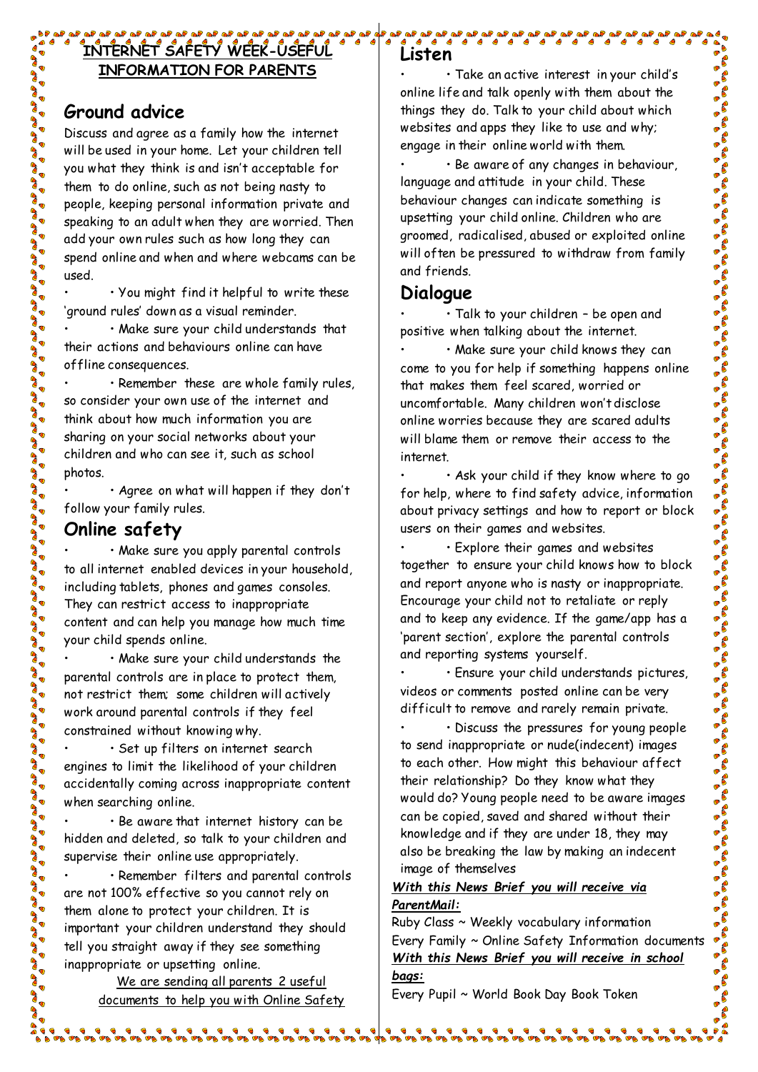# INTERNET SAFETY WEEK-USEFUL INFORMATION FOR PARENTS

## Ground advice

Discuss and agree as a family how the internet will be used in your home. Let your children tell you what they think is and isn't acceptable for them to do online, such as not being nasty to people, keeping personal information private and speaking to an adult when they are worried. Then add your own rules such as how long they can spend online and when and where webcams can be used.

- You might find it helpful to write these 'ground rules' down as a visual reminder.
- Make sure your child understands that their actions and behaviours online can have offline consequences.
- Remember these are whole family rules, so consider your own use of the internet and think about how much information you are sharing on your social networks about your children and who can see it, such as school photos.
- Agree on what will happen if they don't follow your family rules.

## Online safety

- Make sure you apply parental controls to all internet enabled devices in your household, including tablets, phones and games consoles. They can restrict access to inappropriate content and can help you manage how much time your child spends online.
- Make sure your child understands the parental controls are in place to protect them, not restrict them; some children will actively work around parental controls if they feel constrained without knowing why.
- Set up filters on internet search engines to limit the likelihood of your children accidentally coming across inappropriate content when searching online.
- Be aware that internet history can be hidden and deleted, so talk to your children and supervise their online use appropriately.
- Remember filters and parental controls are not 100% effective so you cannot rely on them alone to protect your children. It is important your children understand they should tell you straight away if they see something inappropriate or upsetting online.

We are sending all parents 2 useful documents to help you with Online Safety

## Listen

- Take an active interest in your child's online life and talk openly with them about the things they do. Talk to your child about which websites and apps they like to use and why; engage in their online world with them.
- Be aware of any changes in behaviour, language and attitude in your child. These behaviour changes can indicate something is upsetting your child online. Children who are groomed, radicalised, abused or exploited online will often be pressured to withdraw from family and friends.

## Dialogue

- Talk to your children – be open and positive when talking about the internet.
- Make sure your child knows they can come to you for help if something happens online that makes them feel scared, worried or uncomfortable. Many children won't disclose online worries because they are scared adults will blame them or remove their access to the internet.
- Ask your child if they know where to go for help, where to find safety advice, information about privacy settings and how to report or block users on their games and websites.
- Explore their games and websites together to ensure your child knows how to block and report anyone who is nasty or inappropriate. Encourage your child not to retaliate or reply and to keep any evidence. If the game/app has a 'parent section', explore the parental controls and reporting systems yourself.
- Ensure your child understands pictures, videos or comments posted online can be very difficult to remove and rarely remain private.
- Discuss the pressures for young people to send inappropriate or nude(indecent) images to each other. How might this behaviour affect their relationship? Do they know what they would do? Young people need to be aware images can be copied, saved and shared without their knowledge and if they are under 18, they may also be breaking the law by making an indecent image of themselves

***With this News Brief you will receive via ParentMail:***

Ruby Class ~ Weekly vocabulary information
Every Family ~ Online Safety Information documents

***With this News Brief you will receive in school bags:***

Every Pupil ~ World Book Day Book Token